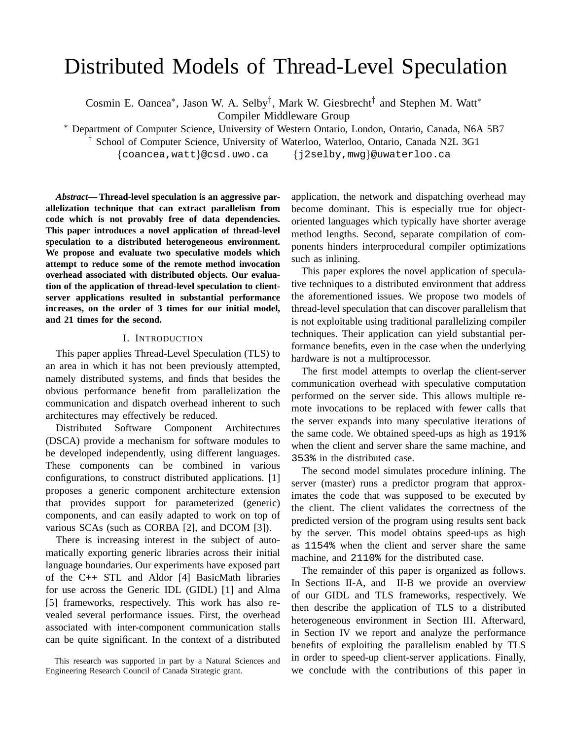# Distributed Models of Thread-Level Speculation

Cosmin E. Oancea*, Jason W. A. Selby†, Mark W. Giesbrecht† and Stephen M. Watt*
Compiler Middleware Group

* Department of Computer Science, University of Western Ontario, London, Ontario, Canada, N6A 5B7
† School of Computer Science, University of Waterloo, Waterloo, Ontario, Canada N2L 3G1
{coancea,watt}@csd.uwo.ca {j2selby,mwg}@uwaterloo.ca

***Abstract*— Thread-level speculation is an aggressive parallelization technique that can extract parallelism from code which is not provably free of data dependencies. This paper introduces a novel application of thread-level speculation to a distributed heterogeneous environment. We propose and evaluate two speculative models which attempt to reduce some of the remote method invocation overhead associated with distributed objects. Our evaluation of the application of thread-level speculation to client-server applications resulted in substantial performance increases, on the order of 3 times for our initial model, and 21 times for the second.**

## I. Introduction

This paper applies Thread-Level Speculation (TLS) to an area in which it has not been previously attempted, namely distributed systems, and finds that besides the obvious performance benefit from parallelization the communication and dispatch overhead inherent to such architectures may effectively be reduced.

Distributed Software Component Architectures (DSCA) provide a mechanism for software modules to be developed independently, using different languages. These components can be combined in various configurations, to construct distributed applications. [1] proposes a generic component architecture extension that provides support for parameterized (generic) components, and can easily adapted to work on top of various SCAs (such as CORBA [2], and DCOM [3]).

There is increasing interest in the subject of automatically exporting generic libraries across their initial language boundaries. Our experiments have exposed part of the C++ STL and Aldor [4] BasicMath libraries for use across the Generic IDL (GIDL) [1] and Alma [5] frameworks, respectively. This work has also revealed several performance issues. First, the overhead associated with inter-component communication stalls can be quite significant. In the context of a distributed application, the network and dispatching overhead may become dominant. This is especially true for object-oriented languages which typically have shorter average method lengths. Second, separate compilation of components hinders interprocedural compiler optimizations such as inlining.

This paper explores the novel application of speculative techniques to a distributed environment that address the aforementioned issues. We propose two models of thread-level speculation that can discover parallelism that is not exploitable using traditional parallelizing compiler techniques. Their application can yield substantial performance benefits, even in the case when the underlying hardware is not a multiprocessor.

The first model attempts to overlap the client-server communication overhead with speculative computation performed on the server side. This allows multiple remote invocations to be replaced with fewer calls that the server expands into many speculative iterations of the same code. We obtained speed-ups as high as `191%` when the client and server share the same machine, and `353%` in the distributed case.

The second model simulates procedure inlining. The server (master) runs a predictor program that approximates the code that was supposed to be executed by the client. The client validates the correctness of the predicted version of the program using results sent back by the server. This model obtains speed-ups as high as `1154%` when the client and server share the same machine, and `2110%` for the distributed case.

The remainder of this paper is organized as follows. In Sections II-A, and II-B we provide an overview of our GIDL and TLS frameworks, respectively. We then describe the application of TLS to a distributed heterogeneous environment in Section III. Afterward, in Section IV we report and analyze the performance benefits of exploiting the parallelism enabled by TLS in order to speed-up client-server applications. Finally, we conclude with the contributions of this paper in

This research was supported in part by a Natural Sciences and Engineering Research Council of Canada Strategic grant.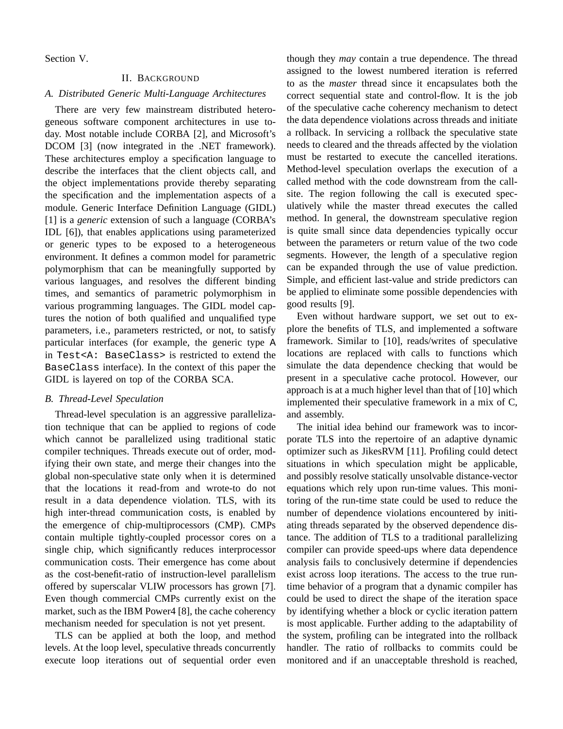Section V.

## II. Background

### A. Distributed Generic Multi-Language Architectures

There are very few mainstream distributed heterogeneous software component architectures in use today. Most notable include CORBA [2], and Microsoft's DCOM [3] (now integrated in the .NET framework). These architectures employ a specification language to describe the interfaces that the client objects call, and the object implementations provide thereby separating the specification and the implementation aspects of a module. Generic Interface Definition Language (GIDL) [1] is a *generic* extension of such a language (CORBA's IDL [6]), that enables applications using parameterized or generic types to be exposed to a heterogeneous environment. It defines a common model for parametric polymorphism that can be meaningfully supported by various languages, and resolves the different binding times, and semantics of parametric polymorphism in various programming languages. The GIDL model captures the notion of both qualified and unqualified type parameters, i.e., parameters restricted, or not, to satisfy particular interfaces (for example, the generic type `A` in `Test<A: BaseClass>` is restricted to extend the `BaseClass` interface). In the context of this paper the GIDL is layered on top of the CORBA SCA.

### B. Thread-Level Speculation

Thread-level speculation is an aggressive parallelization technique that can be applied to regions of code which cannot be parallelized using traditional static compiler techniques. Threads execute out of order, modifying their own state, and merge their changes into the global non-speculative state only when it is determined that the locations it read-from and wrote-to do not result in a data dependence violation. TLS, with its high inter-thread communication costs, is enabled by the emergence of chip-multiprocessors (CMP). CMPs contain multiple tightly-coupled processor cores on a single chip, which significantly reduces interprocessor communication costs. Their emergence has come about as the cost-benefit-ratio of instruction-level parallelism offered by superscalar VLIW processors has grown [7]. Even though commercial CMPs currently exist on the market, such as the IBM Power4 [8], the cache coherency mechanism needed for speculation is not yet present.

TLS can be applied at both the loop, and method levels. At the loop level, speculative threads concurrently execute loop iterations out of sequential order even though they *may* contain a true dependence. The thread assigned to the lowest numbered iteration is referred to as the *master* thread since it encapsulates both the correct sequential state and control-flow. It is the job of the speculative cache coherency mechanism to detect the data dependence violations across threads and initiate a rollback. In servicing a rollback the speculative state needs to cleared and the threads affected by the violation must be restarted to execute the cancelled iterations. Method-level speculation overlaps the execution of a called method with the code downstream from the call-site. The region following the call is executed speculatively while the master thread executes the called method. In general, the downstream speculative region is quite small since data dependencies typically occur between the parameters or return value of the two code segments. However, the length of a speculative region can be expanded through the use of value prediction. Simple, and efficient last-value and stride predictors can be applied to eliminate some possible dependencies with good results [9].

Even without hardware support, we set out to explore the benefits of TLS, and implemented a software framework. Similar to [10], reads/writes of speculative locations are replaced with calls to functions which simulate the data dependence checking that would be present in a speculative cache protocol. However, our approach is at a much higher level than that of [10] which implemented their speculative framework in a mix of C, and assembly.

The initial idea behind our framework was to incorporate TLS into the repertoire of an adaptive dynamic optimizer such as JikesRVM [11]. Profiling could detect situations in which speculation might be applicable, and possibly resolve statically unsolvable distance-vector equations which rely upon run-time values. This monitoring of the run-time state could be used to reduce the number of dependence violations encountered by initiating threads separated by the observed dependence distance. The addition of TLS to a traditional parallelizing compiler can provide speed-ups where data dependence analysis fails to conclusively determine if dependencies exist across loop iterations. The access to the true run-time behavior of a program that a dynamic compiler has could be used to direct the shape of the iteration space by identifying whether a block or cyclic iteration pattern is most applicable. Further adding to the adaptability of the system, profiling can be integrated into the rollback handler. The ratio of rollbacks to commits could be monitored and if an unacceptable threshold is reached,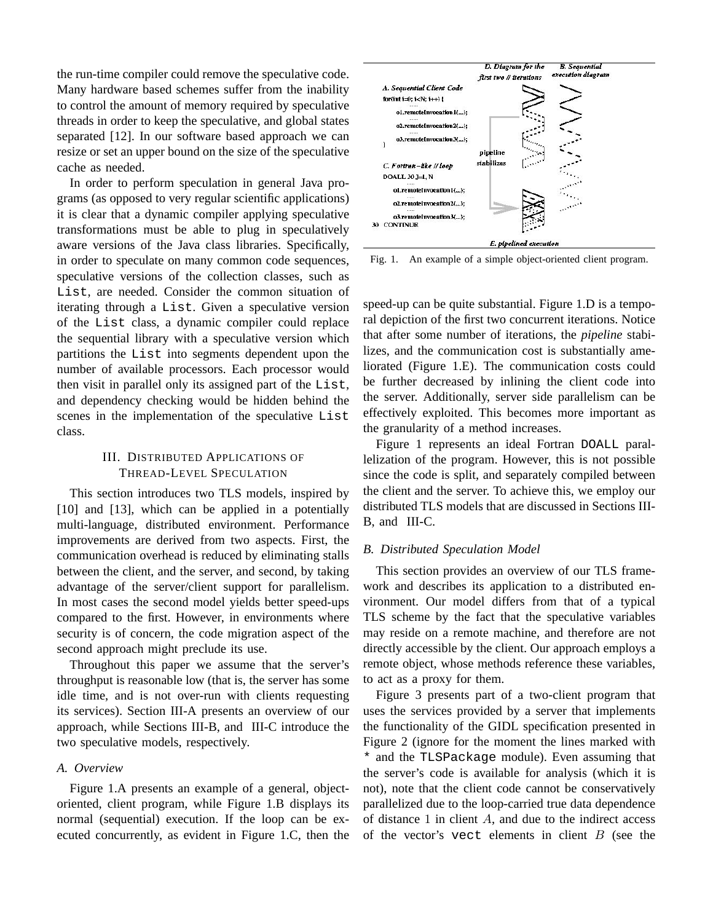the run-time compiler could remove the speculative code. Many hardware based schemes suffer from the inability to control the amount of memory required by speculative threads in order to keep the speculative, and global states separated [12]. In our software based approach we can resize or set an upper bound on the size of the speculative cache as needed.

In order to perform speculation in general Java programs (as opposed to very regular scientific applications) it is clear that a dynamic compiler applying speculative transformations must be able to plug in speculatively aware versions of the Java class libraries. Specifically, in order to speculate on many common code sequences, speculative versions of the collection classes, such as `List`, are needed. Consider the common situation of iterating through a `List`. Given a speculative version of the `List` class, a dynamic compiler could replace the sequential library with a speculative version which partitions the `List` into segments dependent upon the number of available processors. Each processor would then visit in parallel only its assigned part of the `List`, and dependency checking would be hidden behind the scenes in the implementation of the speculative `List` class.

## III. Distributed Applications of Thread-Level Speculation

This section introduces two TLS models, inspired by [10] and [13], which can be applied in a potentially multi-language, distributed environment. Performance improvements are derived from two aspects. First, the communication overhead is reduced by eliminating stalls between the client, and the server, and second, by taking advantage of the server/client support for parallelism. In most cases the second model yields better speed-ups compared to the first. However, in environments where security is of concern, the code migration aspect of the second approach might preclude its use.

Throughout this paper we assume that the server's throughput is reasonable low (that is, the server has some idle time, and is not over-run with clients requesting its services). Section III-A presents an overview of our approach, while Sections III-B, and III-C introduce the two speculative models, respectively.

### A. Overview

Figure 1.A presents an example of a general, object-oriented, client program, while Figure 1.B displays its normal (sequential) execution. If the loop can be executed concurrently, as evident in Figure 1.C, then the speed-up can be quite substantial. Figure 1.D is a temporal depiction of the first two concurrent iterations. Notice that after some number of iterations, the *pipeline* stabilizes, and the communication cost is substantially ameliorated (Figure 1.E). The communication costs could be further decreased by inlining the client code into the server. Additionally, server side parallelism can be effectively exploited. This becomes more important as the granularity of a method increases.

Fig. 1. An example of a simple object-oriented client program.

Figure 1 represents an ideal Fortran `DOALL` parallelization of the program. However, this is not possible since the code is split, and separately compiled between the client and the server. To achieve this, we employ our distributed TLS models that are discussed in Sections III-B, and III-C.

### B. Distributed Speculation Model

This section provides an overview of our TLS framework and describes its application to a distributed environment. Our model differs from that of a typical TLS scheme by the fact that the speculative variables may reside on a remote machine, and therefore are not directly accessible by the client. Our approach employs a remote object, whose methods reference these variables, to act as a proxy for them.

Figure 3 presents part of a two-client program that uses the services provided by a server that implements the functionality of the GIDL specification presented in Figure 2 (ignore for the moment the lines marked with * and the `TLSPackage` module). Even assuming that the server's code is available for analysis (which it is not), note that the client code cannot be conservatively parallelized due to the loop-carried true data dependence of distance 1 in client $A$, and due to the indirect access of the vector's `vect` elements in client $B$ (see the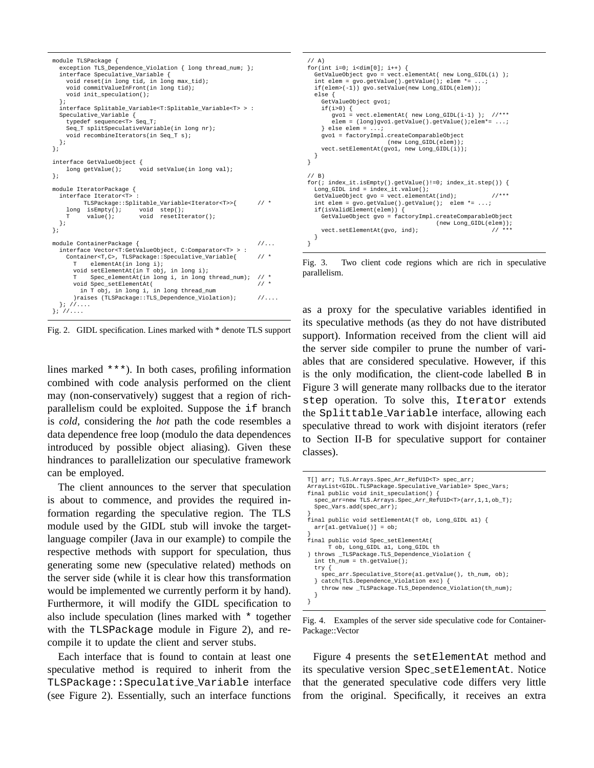```
module TLSPackage {
  exception TLS_Dependence_Violation { long thread_num; };
  interface Speculative_Variable {
    void reset(in long tid, in long max_tid);
    void commitValueInFront(in long tid);
    void init_speculation();
  };
  interface Splitable_Variable<T:Splitable_Variable<T> > :
  Speculative_Variable {
    typedef sequence<T> Seq_T;
    Seq_T splitSpeculativeVariable(in long nr);
    void recombineIterators(in Seq_T s);
  };
};

interface GetValueObject {
    long getValue();     void setValue(in long val);
};

module IteratorPackage {
  interface Iterator<T> :
        TLSPackage::Splitable_Variable<Iterator<T>>{       // *
    long  isEmpty();     void  step();
    T     value();       void  resetIterator();
  };
};

module ContainerPackage {                                     //...
  interface Vector<T:GetValueObject, C:Comparator<T> > :
    Container<T,C>, TLSPackage::Speculative_Variable{        // *
      T    elementAt(in long i);
      void setElementAt(in T obj, in long i);
      T    Spec_elementAt(in long i, in long thread_num);  // *
      void Spec_setElementAt(                                // *
        in T obj, in long i, in long thread_num
      )raises (TLSPackage::TLS_Dependence_Violation);        //....
  }; //....
}; //....
```

Fig. 2. GIDL specification. Lines marked with * denote TLS support

```
// A)
for(int i=0; i<dim[0]; i++) {
  GetValueObject gvo = vect.elementAt( new Long_GIDL(i) );
  int elem = gvo.getValue().getValue(); elem *= ...;
  if(elem>(-1)) gvo.setValue(new Long_GIDL(elem));
  else {
    GetValueObject gvo1;
    if(i>0) {
      gvo1 = vect.elementAt( new Long_GIDL(i-1) );  //***
      elem = (long)gvo1.getValue().getValue();elem*= ...;
    } else elem = ...;
    gvo1 = factoryImpl.createComparableObject
                   (new Long_GIDL(elem));
    vect.setElementAt(gvo1, new Long_GIDL(i));
  }
}

// B)
for(; index_it.isEmpty().getValue()!=0; index_it.step()) {
  Long_GIDL ind = index_it.value();
  GetValueObject gvo = vect.elementAt(ind);          //***
  int elem = gvo.getValue().getValue();  elem *= ...;
  if(isValidElement(elem)) {
    GetValueObject gvo = factoryImpl.createComparableObject
                              (new Long_GIDL(elem));
    vect.setElementAt(gvo, ind);                     // ***
  }
}
```

Fig. 3. Two client code regions which are rich in speculative parallelism.

lines marked `***`). In both cases, profiling information combined with code analysis performed on the client may (non-conservatively) suggest that a region of rich-parallelism could be exploited. Suppose the `if` branch is *cold*, considering the *hot* path the code resembles a data dependence free loop (modulo the data dependences introduced by possible object aliasing). Given these hindrances to parallelization our speculative framework can be employed.

The client announces to the server that speculation is about to commence, and provides the required information regarding the speculative region. The TLS module used by the GIDL stub will invoke the target-language compiler (Java in our example) to compile the respective methods with support for speculation, thus generating some new (speculative related) methods on the server side (while it is clear how this transformation would be implemented we currently perform it by hand). Furthermore, it will modify the GIDL specification to also include speculation (lines marked with `*` together with the `TLSPackage` module in Figure 2), and re-compile it to update the client and server stubs.

Each interface that is found to contain at least one speculative method is required to inherit from the `TLSPackage::Speculative_Variable` interface (see Figure 2). Essentially, such an interface functions as a proxy for the speculative variables identified in its speculative methods (as they do not have distributed support). Information received from the client will aid the server side compiler to prune the number of variables that are considered speculative. However, if this is the only modification, the client-code labelled `B` in Figure 3 will generate many rollbacks due to the iterator `step` operation. To solve this, `Iterator` extends the `Splittable_Variable` interface, allowing each speculative thread to work with disjoint iterators (refer to Section II-B for speculative support for container classes).

```
T[] arr; TLS.Arrays.Spec_Arr_RefU1D<T> spec_arr;
ArrayList<GIDL.TLSPackage.Speculative_Variable> Spec_Vars;
final public void init_speculation() {
  spec_arr=new TLS.Arrays.Spec_Arr_RefU1D<T>(arr,1,1,ob_T);
  Spec_Vars.add(spec_arr);
}
final public void setElementAt(T ob, Long_GIDL a1) {
  arr[a1.getValue()] = ob;
}
final public void Spec_setElementAt(
      T ob, Long_GIDL a1, Long_GIDL th
) throws _TLSPackage.TLS_Dependence_Violation {
  int th_num = th.getValue();
  try {
    spec_arr.Speculative_Store(a1.getValue(), th_num, ob);
  } catch(TLS.Dependence_Violation exc) {
    throw new _TLSPackage.TLS_Dependence_Violation(th_num);
  }
}
```

Fig. 4. Examples of the server side speculative code for ContainerPackage::Vector

Figure 4 presents the `setElementAt` method and its speculative version `Spec_setElementAt`. Notice that the generated speculative code differs very little from the original. Specifically, it receives an extra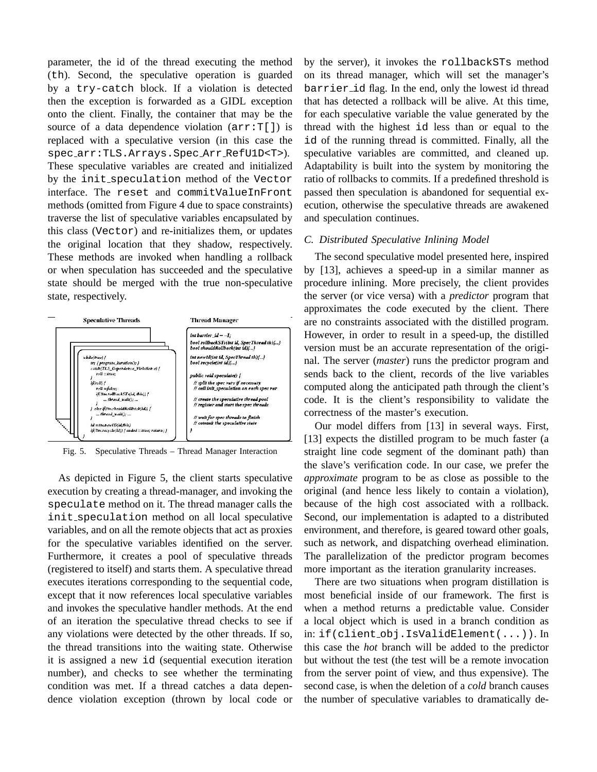parameter, the id of the thread executing the method (`th`). Second, the speculative operation is guarded by a `try-catch` block. If a violation is detected then the exception is forwarded as a GIDL exception onto the client. Finally, the container that may be the source of a data dependence violation (`arr:T[]`) is replaced with a speculative version (in this case the `spec_arr:TLS.Arrays.Spec_Arr_RefU1D<T>`). These speculative variables are created and initialized by the `init_speculation` method of the `Vector` interface. The `reset` and `commitValueInFront` methods (omitted from Figure 4 due to space constraints) traverse the list of speculative variables encapsulated by this class (`Vector`) and re-initializes them, or updates the original location that they shadow, respectively. These methods are invoked when handling a rollback or when speculation has succeeded and the speculative state should be merged with the true non-speculative state, respectively.

**Speculative Threads**

```
while(true) {
    try { program_iteration(); }
    catch(TLS_Dependence_Violation e) {
        roll = true;
    }
    if(roll) {
        roll = false;
        if(!tm.rollbackSTs(id, this)) {
            ... thread_wait(); ...
        }
    } else if(tm.shouldRollback(id)) {
        ... thread_wait(); ...
    }
    id = tm.newID(id,this);
    if(!tm.recycle(id)) { ended = true; return; }
}
```

**Thread Manager**

```
int barrier_id = -1;
bool rollbackSTs(int id, SpecThread th){...}
bool shouldRollback(int id){...}

int newId(int id, SpecThread th){...}
bool recycle(int id){...}

public void speculate() {
    // split the spec vars if necessary
    // call init_speculation on each spec var

    // create the speculative thread pool
    // register and start the spec threads

    // wait for spec threads to finish
    // commit the speculative state
}
```

Fig. 5. Speculative Threads – Thread Manager Interaction

As depicted in Figure 5, the client starts speculative execution by creating a thread-manager, and invoking the `speculate` method on it. The thread manager calls the `init_speculation` method on all local speculative variables, and on all the remote objects that act as proxies for the speculative variables identified on the server. Furthermore, it creates a pool of speculative threads (registered to itself) and starts them. A speculative thread executes iterations corresponding to the sequential code, except that it now references local speculative variables and invokes the speculative handler methods. At the end of an iteration the speculative thread checks to see if any violations were detected by the other threads. If so, the thread transitions into the waiting state. Otherwise it is assigned a new `id` (sequential execution iteration number), and checks to see whether the terminating condition was met. If a thread catches a data dependence violation exception (thrown by local code or by the server), it invokes the `rollbackSTs` method on its thread manager, which will set the manager's `barrier_id` flag. In the end, only the lowest id thread that has detected a rollback will be alive. At this time, for each speculative variable the value generated by the thread with the highest `id` less than or equal to the `id` of the running thread is committed. Finally, all the speculative variables are committed, and cleaned up. Adaptability is built into the system by monitoring the ratio of rollbacks to commits. If a predefined threshold is passed then speculation is abandoned for sequential execution, otherwise the speculative threads are awakened and speculation continues.

### C. Distributed Speculative Inlining Model

The second speculative model presented here, inspired by [13], achieves a speed-up in a similar manner as procedure inlining. More precisely, the client provides the server (or vice versa) with a *predictor* program that approximates the code executed by the client. There are no constraints associated with the distilled program. However, in order to result in a speed-up, the distilled version must be an accurate representation of the original. The server (*master*) runs the predictor program and sends back to the client, records of the live variables computed along the anticipated path through the client's code. It is the client's responsibility to validate the correctness of the master's execution.

Our model differs from [13] in several ways. First, [13] expects the distilled program to be much faster (a straight line code segment of the dominant path) than the slave's verification code. In our case, we prefer the *approximate* program to be as close as possible to the original (and hence less likely to contain a violation), because of the high cost associated with a rollback. Second, our implementation is adapted to a distributed environment, and therefore, is geared toward other goals, such as network, and dispatching overhead elimination. The parallelization of the predictor program becomes more important as the iteration granularity increases.

There are two situations when program distillation is most beneficial inside of our framework. The first is when a method returns a predictable value. Consider a local object which is used in a branch condition as in: `if(client_obj.IsValidElement(...))`. In this case the *hot* branch will be added to the predictor but without the test (the test will be a remote invocation from the server point of view, and thus expensive). The second case, is when the deletion of a *cold* branch causes the number of speculative variables to dramatically de-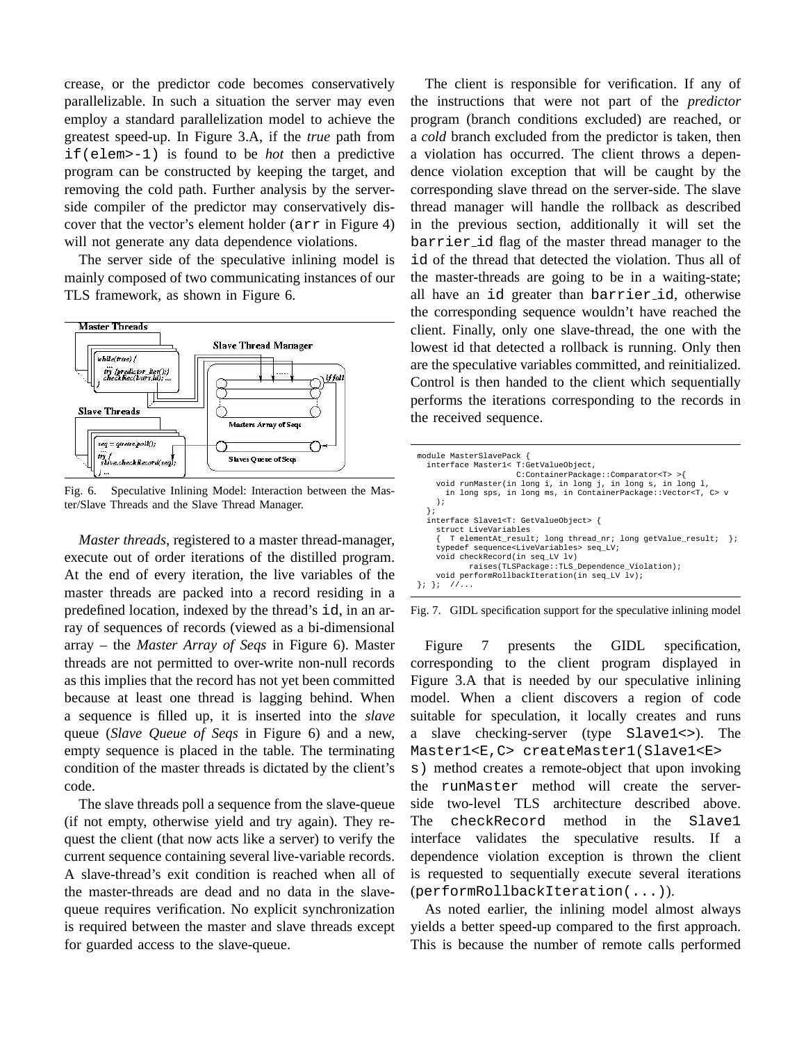crease, or the predictor code becomes conservatively parallelizable. In such a situation the server may even employ a standard parallelization model to achieve the greatest speed-up. In Figure 3.A, if the *true* path from `if(elem>-1)` is found to be *hot* then a predictive program can be constructed by keeping the target, and removing the cold path. Further analysis by the server-side compiler of the predictor may conservatively discover that the vector's element holder (`arr` in Figure 4) will not generate any data dependence violations.

The server side of the speculative inlining model is mainly composed of two communicating instances of our TLS framework, as shown in Figure 6.

Fig. 6. Speculative Inlining Model: Interaction between the Master/Slave Threads and the Slave Thread Manager.

*Master threads*, registered to a master thread-manager, execute out of order iterations of the distilled program. At the end of every iteration, the live variables of the master threads are packed into a record residing in a predefined location, indexed by the thread's `id`, in an array of sequences of records (viewed as a bi-dimensional array – the *Master Array of Seqs* in Figure 6). Master threads are not permitted to over-write non-null records as this implies that the record has not yet been committed because at least one thread is lagging behind. When a sequence is filled up, it is inserted into the *slave* queue (*Slave Queue of Seqs* in Figure 6) and a new, empty sequence is placed in the table. The terminating condition of the master threads is dictated by the client's code.

The slave threads poll a sequence from the slave-queue (if not empty, otherwise yield and try again). They request the client (that now acts like a server) to verify the current sequence containing several live-variable records. A slave-thread's exit condition is reached when all of the master-threads are dead and no data in the slave-queue requires verification. No explicit synchronization is required between the master and slave threads except for guarded access to the slave-queue.

The client is responsible for verification. If any of the instructions that were not part of the *predictor* program (branch conditions excluded) are reached, or a *cold* branch excluded from the predictor is taken, then a violation has occurred. The client throws a dependence violation exception that will be caught by the corresponding slave thread on the server-side. The slave thread manager will handle the rollback as described in the previous section, additionally it will set the `barrier_id` flag of the master thread manager to the `id` of the thread that detected the violation. Thus all of the master-threads are going to be in a waiting-state; all have an `id` greater than `barrier_id`, otherwise the corresponding sequence wouldn't have reached the client. Finally, only one slave-thread, the one with the lowest id that detected a rollback is running. Only then are the speculative variables committed, and reinitialized. Control is then handed to the client which sequentially performs the iterations corresponding to the records in the received sequence.

```
module MasterSlavePack {
  interface Master1< T:GetValueObject,
                    C:ContainerPackage::Comparator<T> >{
    void runMaster(in long i, in long j, in long s, in long l,
      in long sps, in long ms, in ContainerPackage::Vector<T, C> v
    );
  };
  interface Slave1<T: GetValueObject> {
    struct LiveVariables
    {  T elementAt_result; long thread_nr; long getValue_result;  };
    typedef sequence<LiveVariables> seq_LV;
    void checkRecord(in seq_LV lv)
          raises(TLSPackage::TLS_Dependence_Violation);
    void performRollbackIteration(in seq_LV lv);
}; };  //...
```

Fig. 7. GIDL specification support for the speculative inlining model

Figure 7 presents the GIDL specification, corresponding to the client program displayed in Figure 3.A that is needed by our speculative inlining model. When a client discovers a region of code suitable for speculation, it locally creates and runs a slave checking-server (type `Slave1<>`). The `Master1<E,C> createMaster1(Slave1<E> s)` method creates a remote-object that upon invoking the `runMaster` method will create the server-side two-level TLS architecture described above. The `checkRecord` method in the `Slave1` interface validates the speculative results. If a dependence violation exception is thrown the client is requested to sequentially execute several iterations (`performRollbackIteration(...)`).

As noted earlier, the inlining model almost always yields a better speed-up compared to the first approach. This is because the number of remote calls performed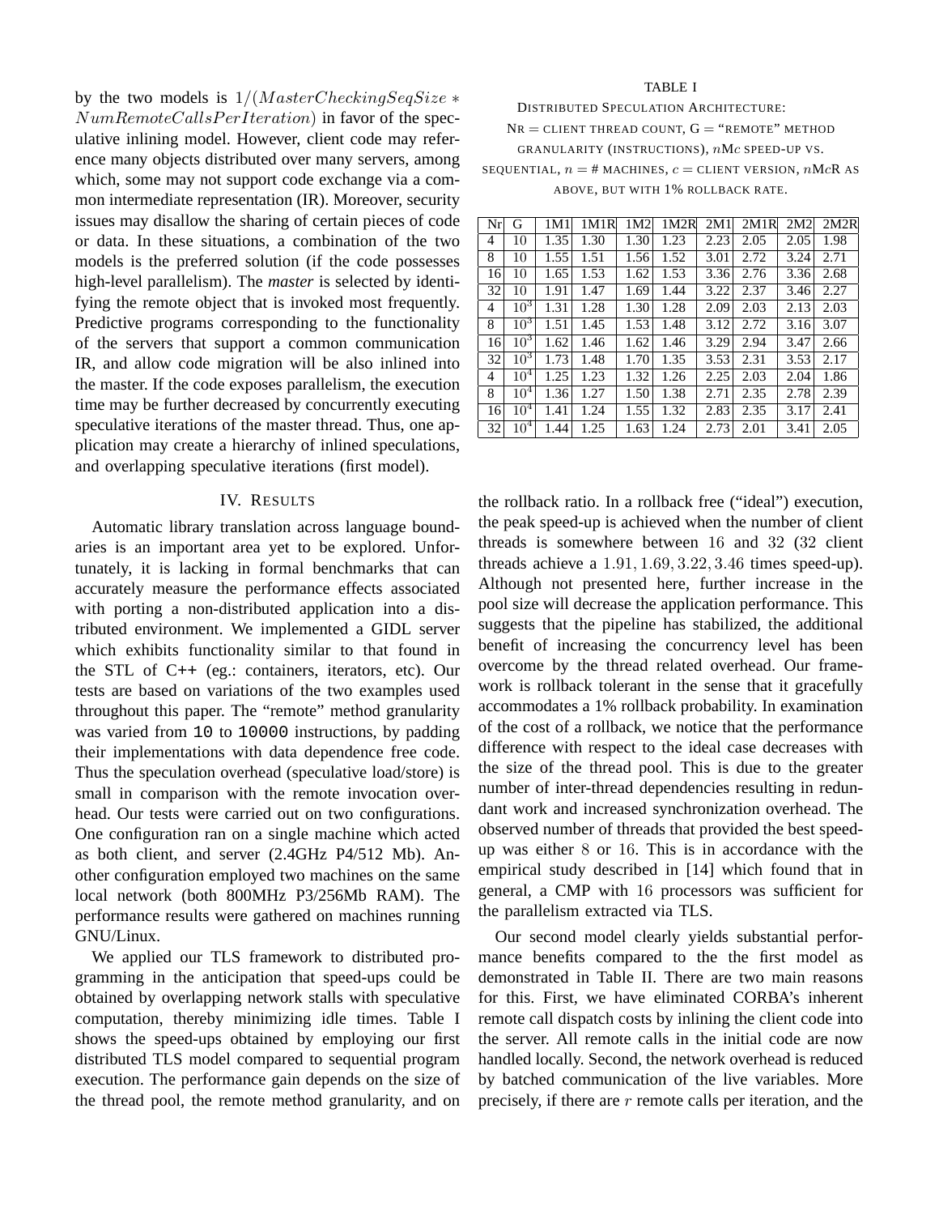by the two models is $1/(MasterCheckingSeqSize * NumRemoteCallsPerIteration)$ in favor of the speculative inlining model. However, client code may reference many objects distributed over many servers, among which, some may not support code exchange via a common intermediate representation (IR). Moreover, security issues may disallow the sharing of certain pieces of code or data. In these situations, a combination of the two models is the preferred solution (if the code possesses high-level parallelism). The *master* is selected by identifying the remote object that is invoked most frequently. Predictive programs corresponding to the functionality of the servers that support a common communication IR, and allow code migration will be also inlined into the master. If the code exposes parallelism, the execution time may be further decreased by concurrently executing speculative iterations of the master thread. Thus, one application may create a hierarchy of inlined speculations, and overlapping speculative iterations (first model).

## IV. Results

Automatic library translation across language boundaries is an important area yet to be explored. Unfortunately, it is lacking in formal benchmarks that can accurately measure the performance effects associated with porting a non-distributed application into a distributed environment. We implemented a GIDL server which exhibits functionality similar to that found in the STL of C++ (eg.: containers, iterators, etc). Our tests are based on variations of the two examples used throughout this paper. The "remote" method granularity was varied from `10` to `10000` instructions, by padding their implementations with data dependence free code. Thus the speculation overhead (speculative load/store) is small in comparison with the remote invocation overhead. Our tests were carried out on two configurations. One configuration ran on a single machine which acted as both client, and server (2.4GHz P4/512 Mb). Another configuration employed two machines on the same local network (both 800MHz P3/256Mb RAM). The performance results were gathered on machines running GNU/Linux.

We applied our TLS framework to distributed programming in the anticipation that speed-ups could be obtained by overlapping network stalls with speculative computation, thereby minimizing idle times. Table I shows the speed-ups obtained by employing our first distributed TLS model compared to sequential program execution. The performance gain depends on the size of the thread pool, the remote method granularity, and on the rollback ratio. In a rollback free ("ideal") execution, the peak speed-up is achieved when the number of client threads is somewhere between $16$ and $32$ ($32$ client threads achieve a $1.91, 1.69, 3.22, 3.46$ times speed-up). Although not presented here, further increase in the pool size will decrease the application performance. This suggests that the pipeline has stabilized, the additional benefit of increasing the concurrency level has been overcome by the thread related overhead. Our framework is rollback tolerant in the sense that it gracefully accommodates a 1% rollback probability. In examination of the cost of a rollback, we notice that the performance difference with respect to the ideal case decreases with the size of the thread pool. This is due to the greater number of inter-thread dependencies resulting in redundant work and increased synchronization overhead. The observed number of threads that provided the best speed-up was either $8$ or $16$. This is in accordance with the empirical study described in [14] which found that in general, a CMP with $16$ processors was sufficient for the parallelism extracted via TLS.

TABLE I

Distributed Speculation Architecture: Nr = client thread count, G = "remote" method granularity (instructions), $n$M$c$ speed-up vs. sequential, $n$ = # machines, $c$ = client version, $n$M$c$R as above, but with 1% rollback rate.

| Nr | G | 1M1 | 1M1R | 1M2 | 1M2R | 2M1 | 2M1R | 2M2 | 2M2R |
|---|---|---|---|---|---|---|---|---|---|
| 4 | 10 | 1.35 | 1.30 | 1.30 | 1.23 | 2.23 | 2.05 | 2.05 | 1.98 |
| 8 | 10 | 1.55 | 1.51 | 1.56 | 1.52 | 3.01 | 2.72 | 3.24 | 2.71 |
| 16 | 10 | 1.65 | 1.53 | 1.62 | 1.53 | 3.36 | 2.76 | 3.36 | 2.68 |
| 32 | 10 | 1.91 | 1.47 | 1.69 | 1.44 | 3.22 | 2.37 | 3.46 | 2.27 |
| 4 | $10^3$ | 1.31 | 1.28 | 1.30 | 1.28 | 2.09 | 2.03 | 2.13 | 2.03 |
| 8 | $10^3$ | 1.51 | 1.45 | 1.53 | 1.48 | 3.12 | 2.72 | 3.16 | 3.07 |
| 16 | $10^3$ | 1.62 | 1.46 | 1.62 | 1.46 | 3.29 | 2.94 | 3.47 | 2.66 |
| 32 | $10^3$ | 1.73 | 1.48 | 1.70 | 1.35 | 3.53 | 2.31 | 3.53 | 2.17 |
| 4 | $10^4$ | 1.25 | 1.23 | 1.32 | 1.26 | 2.25 | 2.03 | 2.04 | 1.86 |
| 8 | $10^4$ | 1.36 | 1.27 | 1.50 | 1.38 | 2.71 | 2.35 | 2.78 | 2.39 |
| 16 | $10^4$ | 1.41 | 1.24 | 1.55 | 1.32 | 2.83 | 2.35 | 3.17 | 2.41 |
| 32 | $10^4$ | 1.44 | 1.25 | 1.63 | 1.24 | 2.73 | 2.01 | 3.41 | 2.05 |

Our second model clearly yields substantial performance benefits compared to the the first model as demonstrated in Table II. There are two main reasons for this. First, we have eliminated CORBA's inherent remote call dispatch costs by inlining the client code into the server. All remote calls in the initial code are now handled locally. Second, the network overhead is reduced by batched communication of the live variables. More precisely, if there are $r$ remote calls per iteration, and the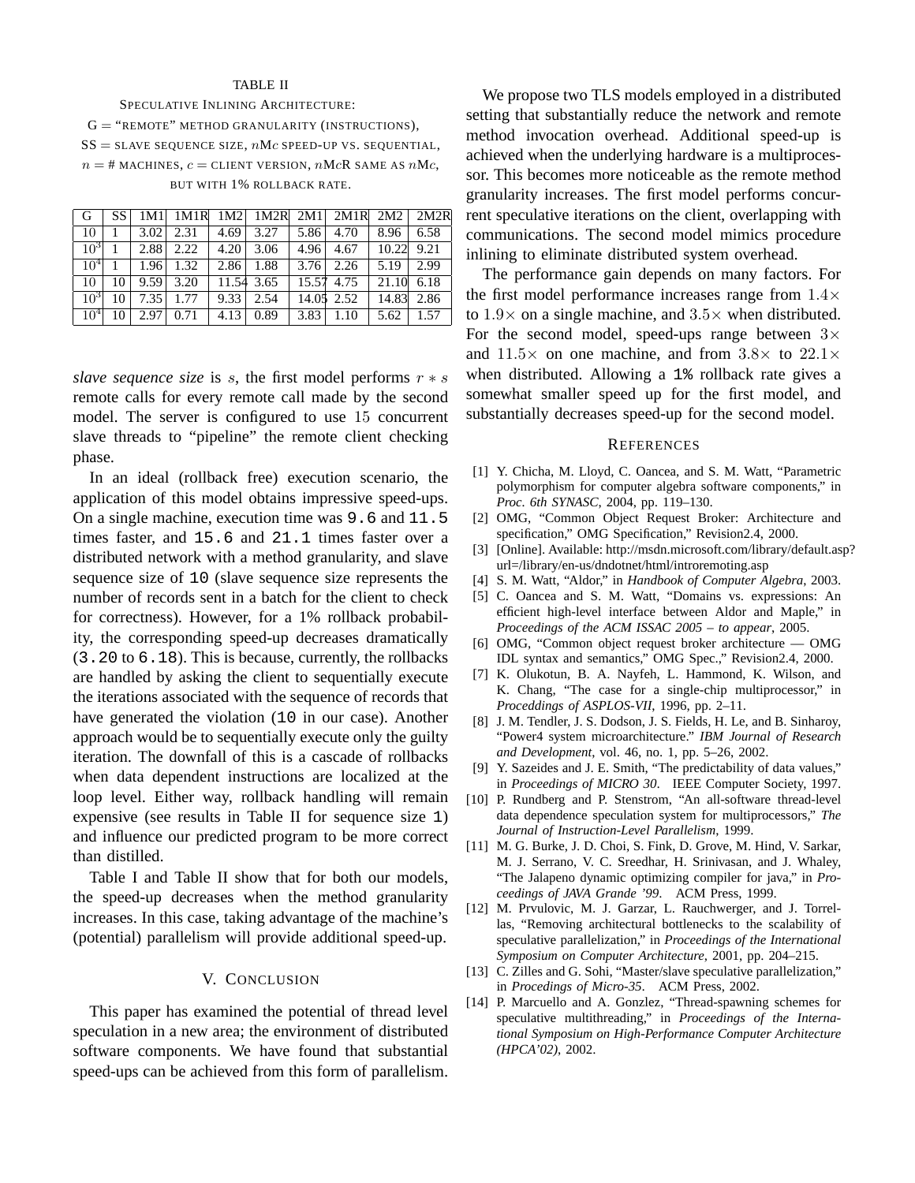TABLE II

SPECULATIVE INLINING ARCHITECTURE:
G = "REMOTE" METHOD GRANULARITY (INSTRUCTIONS),
SS = SLAVE SEQUENCE SIZE, $n$M$c$ SPEED-UP VS. SEQUENTIAL,
$n$ = # MACHINES, $c$ = CLIENT VERSION, $n$M$c$R SAME AS $n$M$c$,
BUT WITH 1% ROLLBACK RATE.

| G | SS | 1M1 | 1M1R | 1M2 | 1M2R | 2M1 | 2M1R | 2M2 | 2M2R |
|---|---|---|---|---|---|---|---|---|---|
| 10 | 1 | 3.02 | 2.31 | 4.69 | 3.27 | 5.86 | 4.70 | 8.96 | 6.58 |
| $10^3$ | 1 | 2.88 | 2.22 | 4.20 | 3.06 | 4.96 | 4.67 | 10.22 | 9.21 |
| $10^4$ | 1 | 1.96 | 1.32 | 2.86 | 1.88 | 3.76 | 2.26 | 5.19 | 2.99 |
| 10 | 10 | 9.59 | 3.20 | 11.54 | 3.65 | 15.57 | 4.75 | 21.10 | 6.18 |
| $10^3$ | 10 | 7.35 | 1.77 | 9.33 | 2.54 | 14.05 | 2.52 | 14.83 | 2.86 |
| $10^4$ | 10 | 2.97 | 0.71 | 4.13 | 0.89 | 3.83 | 1.10 | 5.62 | 1.57 |

*slave sequence size* is $s$, the first model performs $r * s$ remote calls for every remote call made by the second model. The server is configured to use 15 concurrent slave threads to "pipeline" the remote client checking phase.

In an ideal (rollback free) execution scenario, the application of this model obtains impressive speed-ups. On a single machine, execution time was 9.6 and 11.5 times faster, and 15.6 and 21.1 times faster over a distributed network with a method granularity, and slave sequence size of 10 (slave sequence size represents the number of records sent in a batch for the client to check for correctness). However, for a 1% rollback probability, the corresponding speed-up decreases dramatically (3.20 to 6.18). This is because, currently, the rollbacks are handled by asking the client to sequentially execute the iterations associated with the sequence of records that have generated the violation (10 in our case). Another approach would be to sequentially execute only the guilty iteration. The downfall of this is a cascade of rollbacks when data dependent instructions are localized at the loop level. Either way, rollback handling will remain expensive (see results in Table II for sequence size 1) and influence our predicted program to be more correct than distilled.

Table I and Table II show that for both our models, the speed-up decreases when the method granularity increases. In this case, taking advantage of the machine's (potential) parallelism will provide additional speed-up.

## V. CONCLUSION

This paper has examined the potential of thread level speculation in a new area; the environment of distributed software components. We have found that substantial speed-ups can be achieved from this form of parallelism.

We propose two TLS models employed in a distributed setting that substantially reduce the network and remote method invocation overhead. Additional speed-up is achieved when the underlying hardware is a multiprocessor. This becomes more noticeable as the remote method granularity increases. The first model performs concurrent speculative iterations on the client, overlapping with communications. The second model mimics procedure inlining to eliminate distributed system overhead.

The performance gain depends on many factors. For the first model performance increases range from $1.4\times$ to $1.9\times$ on a single machine, and $3.5\times$ when distributed. For the second model, speed-ups range between $3\times$ and $11.5\times$ on one machine, and from $3.8\times$ to $22.1\times$ when distributed. Allowing a 1% rollback rate gives a somewhat smaller speed up for the first model, and substantially decreases speed-up for the second model.

## REFERENCES

[1] Y. Chicha, M. Lloyd, C. Oancea, and S. M. Watt, "Parametric polymorphism for computer algebra software components," in *Proc. 6th SYNASC*, 2004, pp. 119–130.

[2] OMG, "Common Object Request Broker: Architecture and specification," OMG Specification," Revision2.4, 2000.

[3] [Online]. Available: http://msdn.microsoft.com/library/default.asp?url=/library/en-us/dndotnet/html/introremoting.asp

[4] S. M. Watt, "Aldor," in *Handbook of Computer Algebra*, 2003.

[5] C. Oancea and S. M. Watt, "Domains vs. expressions: An efficient high-level interface between Aldor and Maple," in *Proceedings of the ACM ISSAC 2005 – to appear*, 2005.

[6] OMG, "Common object request broker architecture — OMG IDL syntax and semantics," OMG Spec.," Revision2.4, 2000.

[7] K. Olukotun, B. A. Nayfeh, L. Hammond, K. Wilson, and K. Chang, "The case for a single-chip multiprocessor," in *Proceddings of ASPLOS-VII*, 1996, pp. 2–11.

[8] J. M. Tendler, J. S. Dodson, J. S. Fields, H. Le, and B. Sinharoy, "Power4 system microarchitecture." *IBM Journal of Research and Development*, vol. 46, no. 1, pp. 5–26, 2002.

[9] Y. Sazeides and J. E. Smith, "The predictability of data values," in *Proceedings of MICRO 30*. IEEE Computer Society, 1997.

[10] P. Rundberg and P. Stenstrom, "An all-software thread-level data dependence speculation system for multiprocessors," *The Journal of Instruction-Level Parallelism*, 1999.

[11] M. G. Burke, J. D. Choi, S. Fink, D. Grove, M. Hind, V. Sarkar, M. J. Serrano, V. C. Sreedhar, H. Srinivasan, and J. Whaley, "The Jalapeno dynamic optimizing compiler for java," in *Proceedings of JAVA Grande '99*. ACM Press, 1999.

[12] M. Prvulovic, M. J. Garzar, L. Rauchwerger, and J. Torrellas, "Removing architectural bottlenecks to the scalability of speculative parallelization," in *Proceedings of the International Symposium on Computer Architecture*, 2001, pp. 204–215.

[13] C. Zilles and G. Sohi, "Master/slave speculative parallelization," in *Procedings of Micro-35*. ACM Press, 2002.

[14] P. Marcuello and A. Gonzlez, "Thread-spawning schemes for speculative multithreading," in *Proceedings of the International Symposium on High-Performance Computer Architecture (HPCA'02)*, 2002.